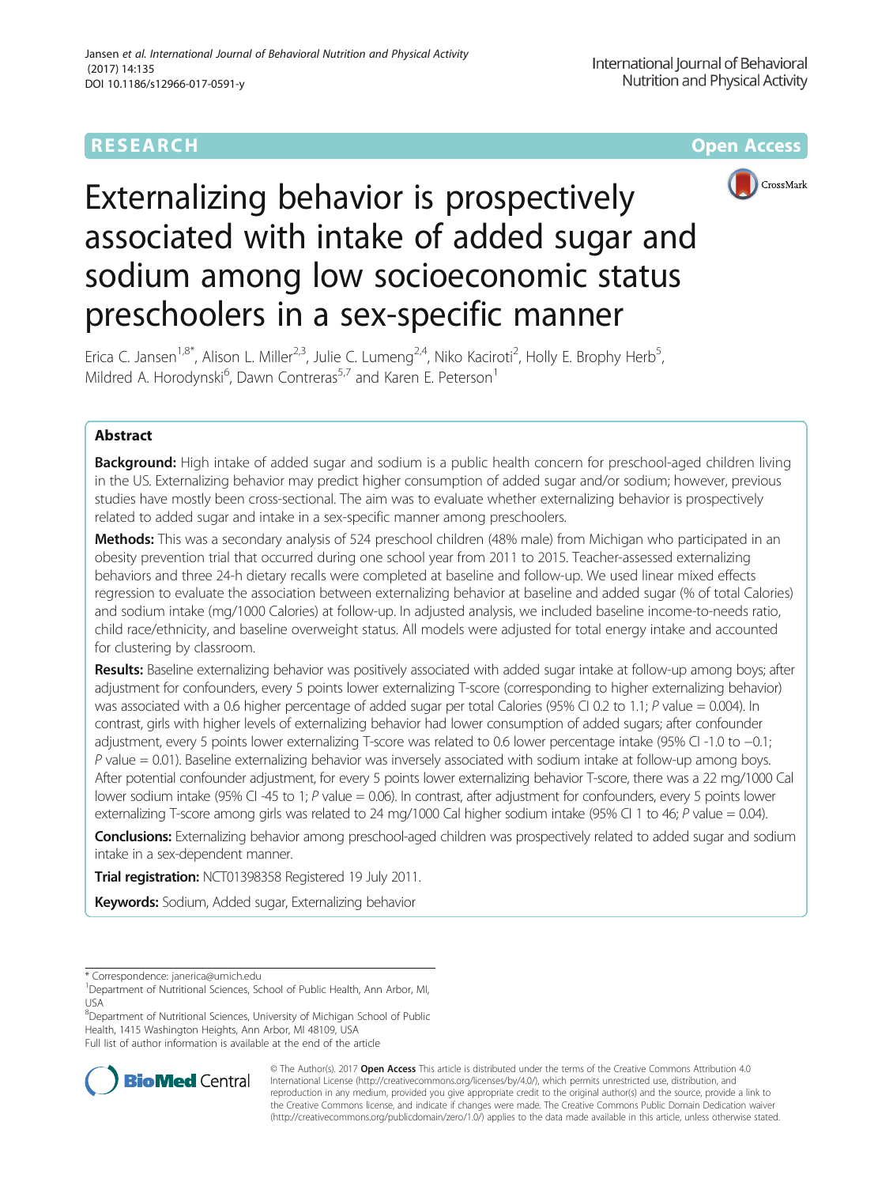RESEARCH Open Access

# Externalizing behavior is prospectively associated with intake of added sugar and sodium among low socioeconomic status preschoolers in a sex-specific manner

Erica C. Jansen[1,8*], Alison L. Miller[2,3], Julie C. Lumeng[2,4], Niko Kaciroti[2], Holly E. Brophy Herb[5], Mildred A. Horodynski[6], Dawn Contreras[5,7] and Karen E. Peterson[1]

## Abstract

**Background:** High intake of added sugar and sodium is a public health concern for preschool-aged children living in the US. Externalizing behavior may predict higher consumption of added sugar and/or sodium; however, previous studies have mostly been cross-sectional. The aim was to evaluate whether externalizing behavior is prospectively related to added sugar and intake in a sex-specific manner among preschoolers.

**Methods:** This was a secondary analysis of 524 preschool children (48% male) from Michigan who participated in an obesity prevention trial that occurred during one school year from 2011 to 2015. Teacher-assessed externalizing behaviors and three 24-h dietary recalls were completed at baseline and follow-up. We used linear mixed effects regression to evaluate the association between externalizing behavior at baseline and added sugar (% of total Calories) and sodium intake (mg/1000 Calories) at follow-up. In adjusted analysis, we included baseline income-to-needs ratio, child race/ethnicity, and baseline overweight status. All models were adjusted for total energy intake and accounted for clustering by classroom.

**Results:** Baseline externalizing behavior was positively associated with added sugar intake at follow-up among boys; after adjustment for confounders, every 5 points lower externalizing T-score (corresponding to higher externalizing behavior) was associated with a 0.6 higher percentage of added sugar per total Calories (95% CI 0.2 to 1.1; $P$ value = 0.004). In contrast, girls with higher levels of externalizing behavior had lower consumption of added sugars; after confounder adjustment, every 5 points lower externalizing T-score was related to 0.6 lower percentage intake (95% CI -1.0 to −0.1; $P$ value = 0.01). Baseline externalizing behavior was inversely associated with sodium intake at follow-up among boys. After potential confounder adjustment, for every 5 points lower externalizing behavior T-score, there was a 22 mg/1000 Cal lower sodium intake (95% CI -45 to 1; $P$ value = 0.06). In contrast, after adjustment for confounders, every 5 points lower externalizing T-score among girls was related to 24 mg/1000 Cal higher sodium intake (95% CI 1 to 46; $P$ value = 0.04).

**Conclusions:** Externalizing behavior among preschool-aged children was prospectively related to added sugar and sodium intake in a sex-dependent manner.

**Trial registration:** NCT01398358 Registered 19 July 2011.

**Keywords:** Sodium, Added sugar, Externalizing behavior

---

\* Correspondence: janerica@umich.edu
[1]Department of Nutritional Sciences, School of Public Health, Ann Arbor, MI, USA
[8]Department of Nutritional Sciences, University of Michigan School of Public Health, 1415 Washington Heights, Ann Arbor, MI 48109, USA
Full list of author information is available at the end of the article

© The Author(s). 2017 **Open Access** This article is distributed under the terms of the Creative Commons Attribution 4.0 International License (http://creativecommons.org/licenses/by/4.0/), which permits unrestricted use, distribution, and reproduction in any medium, provided you give appropriate credit to the original author(s) and the source, provide a link to the Creative Commons license, and indicate if changes were made. The Creative Commons Public Domain Dedication waiver (http://creativecommons.org/publicdomain/zero/1.0/) applies to the data made available in this article, unless otherwise stated.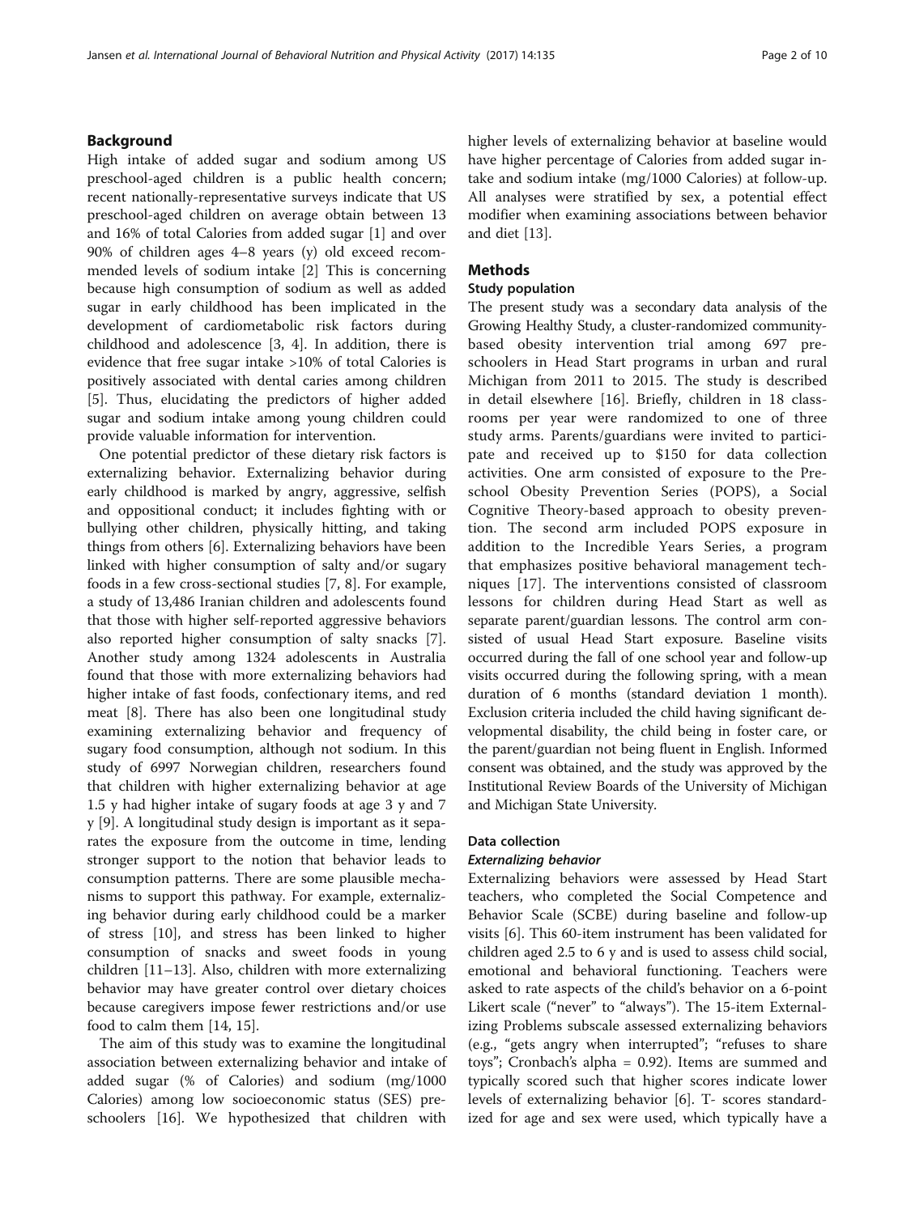## Background

High intake of added sugar and sodium among US preschool-aged children is a public health concern; recent nationally-representative surveys indicate that US preschool-aged children on average obtain between 13 and 16% of total Calories from added sugar [1] and over 90% of children ages 4–8 years (y) old exceed recommended levels of sodium intake [2] This is concerning because high consumption of sodium as well as added sugar in early childhood has been implicated in the development of cardiometabolic risk factors during childhood and adolescence [3, 4]. In addition, there is evidence that free sugar intake >10% of total Calories is positively associated with dental caries among children [5]. Thus, elucidating the predictors of higher added sugar and sodium intake among young children could provide valuable information for intervention.

One potential predictor of these dietary risk factors is externalizing behavior. Externalizing behavior during early childhood is marked by angry, aggressive, selfish and oppositional conduct; it includes fighting with or bullying other children, physically hitting, and taking things from others [6]. Externalizing behaviors have been linked with higher consumption of salty and/or sugary foods in a few cross-sectional studies [7, 8]. For example, a study of 13,486 Iranian children and adolescents found that those with higher self-reported aggressive behaviors also reported higher consumption of salty snacks [7]. Another study among 1324 adolescents in Australia found that those with more externalizing behaviors had higher intake of fast foods, confectionary items, and red meat [8]. There has also been one longitudinal study examining externalizing behavior and frequency of sugary food consumption, although not sodium. In this study of 6997 Norwegian children, researchers found that children with higher externalizing behavior at age 1.5 y had higher intake of sugary foods at age 3 y and 7 y [9]. A longitudinal study design is important as it separates the exposure from the outcome in time, lending stronger support to the notion that behavior leads to consumption patterns. There are some plausible mechanisms to support this pathway. For example, externalizing behavior during early childhood could be a marker of stress [10], and stress has been linked to higher consumption of snacks and sweet foods in young children [11–13]. Also, children with more externalizing behavior may have greater control over dietary choices because caregivers impose fewer restrictions and/or use food to calm them [14, 15].

The aim of this study was to examine the longitudinal association between externalizing behavior and intake of added sugar (% of Calories) and sodium (mg/1000 Calories) among low socioeconomic status (SES) preschoolers [16]. We hypothesized that children with higher levels of externalizing behavior at baseline would have higher percentage of Calories from added sugar intake and sodium intake (mg/1000 Calories) at follow-up. All analyses were stratified by sex, a potential effect modifier when examining associations between behavior and diet [13].

## Methods

### Study population

The present study was a secondary data analysis of the Growing Healthy Study, a cluster-randomized community-based obesity intervention trial among 697 preschoolers in Head Start programs in urban and rural Michigan from 2011 to 2015. The study is described in detail elsewhere [16]. Briefly, children in 18 classrooms per year were randomized to one of three study arms. Parents/guardians were invited to participate and received up to $150 for data collection activities. One arm consisted of exposure to the Preschool Obesity Prevention Series (POPS), a Social Cognitive Theory-based approach to obesity prevention. The second arm included POPS exposure in addition to the Incredible Years Series, a program that emphasizes positive behavioral management techniques [17]. The interventions consisted of classroom lessons for children during Head Start as well as separate parent/guardian lessons. The control arm consisted of usual Head Start exposure. Baseline visits occurred during the fall of one school year and follow-up visits occurred during the following spring, with a mean duration of 6 months (standard deviation 1 month). Exclusion criteria included the child having significant developmental disability, the child being in foster care, or the parent/guardian not being fluent in English. Informed consent was obtained, and the study was approved by the Institutional Review Boards of the University of Michigan and Michigan State University.

### Data collection

#### *Externalizing behavior*

Externalizing behaviors were assessed by Head Start teachers, who completed the Social Competence and Behavior Scale (SCBE) during baseline and follow-up visits [6]. This 60-item instrument has been validated for children aged 2.5 to 6 y and is used to assess child social, emotional and behavioral functioning. Teachers were asked to rate aspects of the child's behavior on a 6-point Likert scale ("never" to "always"). The 15-item Externalizing Problems subscale assessed externalizing behaviors (e.g., "gets angry when interrupted"; "refuses to share toys"; Cronbach's alpha = 0.92). Items are summed and typically scored such that higher scores indicate lower levels of externalizing behavior [6]. T- scores standardized for age and sex were used, which typically have a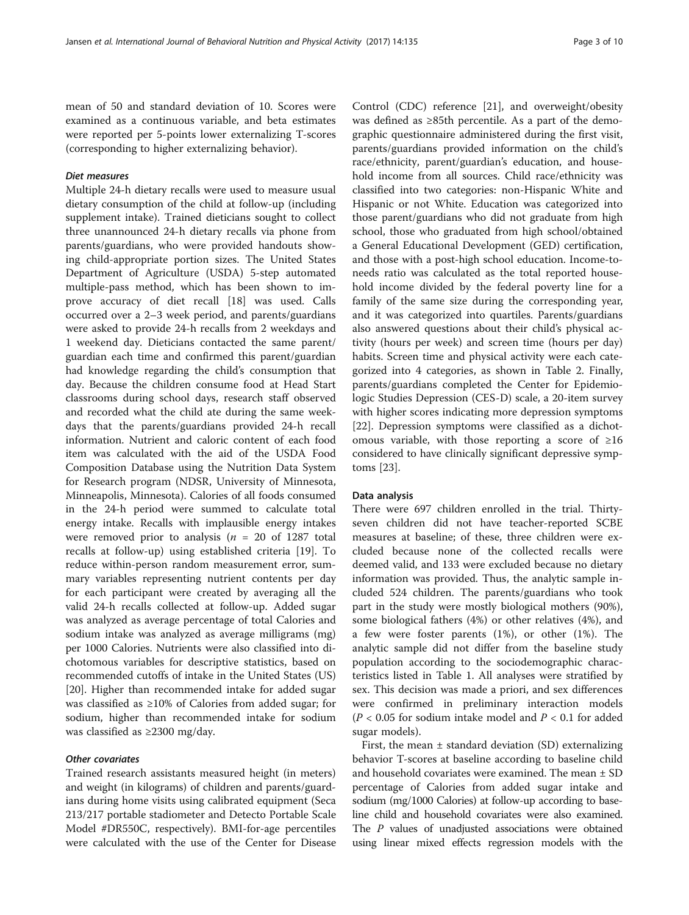mean of 50 and standard deviation of 10. Scores were examined as a continuous variable, and beta estimates were reported per 5-points lower externalizing T-scores (corresponding to higher externalizing behavior).

#### *Diet measures*

Multiple 24-h dietary recalls were used to measure usual dietary consumption of the child at follow-up (including supplement intake). Trained dieticians sought to collect three unannounced 24-h dietary recalls via phone from parents/guardians, who were provided handouts showing child-appropriate portion sizes. The United States Department of Agriculture (USDA) 5-step automated multiple-pass method, which has been shown to improve accuracy of diet recall [18] was used. Calls occurred over a 2–3 week period, and parents/guardians were asked to provide 24-h recalls from 2 weekdays and 1 weekend day. Dieticians contacted the same parent/guardian each time and confirmed this parent/guardian had knowledge regarding the child's consumption that day. Because the children consume food at Head Start classrooms during school days, research staff observed and recorded what the child ate during the same weekdays that the parents/guardians provided 24-h recall information. Nutrient and caloric content of each food item was calculated with the aid of the USDA Food Composition Database using the Nutrition Data System for Research program (NDSR, University of Minnesota, Minneapolis, Minnesota). Calories of all foods consumed in the 24-h period were summed to calculate total energy intake. Recalls with implausible energy intakes were removed prior to analysis ($n$ = 20 of 1287 total recalls at follow-up) using established criteria [19]. To reduce within-person random measurement error, summary variables representing nutrient contents per day for each participant were created by averaging all the valid 24-h recalls collected at follow-up. Added sugar was analyzed as average percentage of total Calories and sodium intake was analyzed as average milligrams (mg) per 1000 Calories. Nutrients were also classified into dichotomous variables for descriptive statistics, based on recommended cutoffs of intake in the United States (US) [20]. Higher than recommended intake for added sugar was classified as ≥10% of Calories from added sugar; for sodium, higher than recommended intake for sodium was classified as ≥2300 mg/day.

#### *Other covariates*

Trained research assistants measured height (in meters) and weight (in kilograms) of children and parents/guardians during home visits using calibrated equipment (Seca 213/217 portable stadiometer and Detecto Portable Scale Model #DR550C, respectively). BMI-for-age percentiles were calculated with the use of the Center for Disease Control (CDC) reference [21], and overweight/obesity was defined as ≥85th percentile. As a part of the demographic questionnaire administered during the first visit, parents/guardians provided information on the child's race/ethnicity, parent/guardian's education, and household income from all sources. Child race/ethnicity was classified into two categories: non-Hispanic White and Hispanic or not White. Education was categorized into those parent/guardians who did not graduate from high school, those who graduated from high school/obtained a General Educational Development (GED) certification, and those with a post-high school education. Income-to-needs ratio was calculated as the total reported household income divided by the federal poverty line for a family of the same size during the corresponding year, and it was categorized into quartiles. Parents/guardians also answered questions about their child's physical activity (hours per week) and screen time (hours per day) habits. Screen time and physical activity were each categorized into 4 categories, as shown in Table 2. Finally, parents/guardians completed the Center for Epidemiologic Studies Depression (CES-D) scale, a 20-item survey with higher scores indicating more depression symptoms [22]. Depression symptoms were classified as a dichotomous variable, with those reporting a score of ≥16 considered to have clinically significant depressive symptoms [23].

### Data analysis

There were 697 children enrolled in the trial. Thirty-seven children did not have teacher-reported SCBE measures at baseline; of these, three children were excluded because none of the collected recalls were deemed valid, and 133 were excluded because no dietary information was provided. Thus, the analytic sample included 524 children. The parents/guardians who took part in the study were mostly biological mothers (90%), some biological fathers (4%) or other relatives (4%), and a few were foster parents (1%), or other (1%). The analytic sample did not differ from the baseline study population according to the sociodemographic characteristics listed in Table 1. All analyses were stratified by sex. This decision was made a priori, and sex differences were confirmed in preliminary interaction models ($P$ < 0.05 for sodium intake model and $P$ < 0.1 for added sugar models).

First, the mean ± standard deviation (SD) externalizing behavior T-scores at baseline according to baseline child and household covariates were examined. The mean ± SD percentage of Calories from added sugar intake and sodium (mg/1000 Calories) at follow-up according to baseline child and household covariates were also examined. The $P$ values of unadjusted associations were obtained using linear mixed effects regression models with the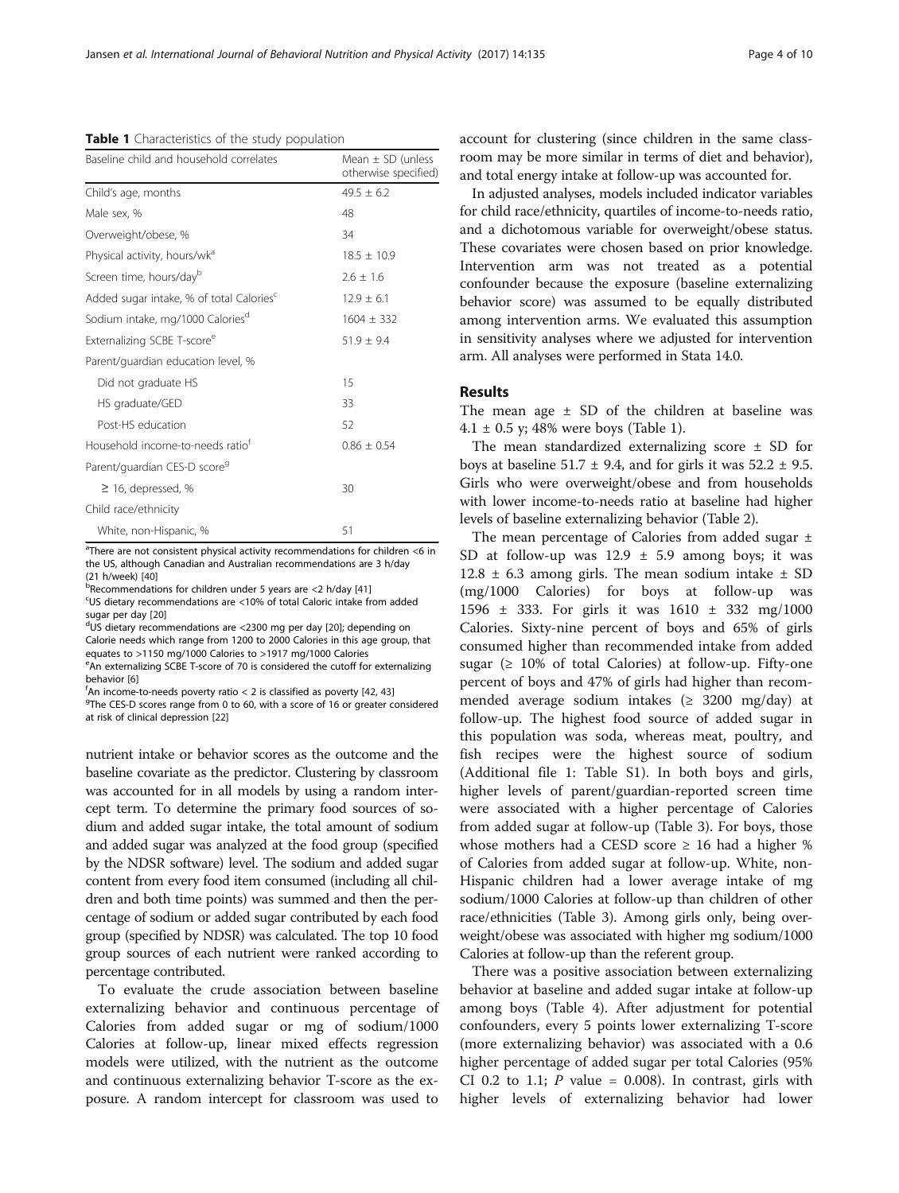**Table 1** Characteristics of the study population

| Baseline child and household correlates | Mean ± SD (unless otherwise specified) |
|---|---|
| Child's age, months | 49.5 ± 6.2 |
| Male sex, % | 48 |
| Overweight/obese, % | 34 |
| Physical activity, hours/wk[a] | 18.5 ± 10.9 |
| Screen time, hours/day[b] | 2.6 ± 1.6 |
| Added sugar intake, % of total Calories[c] | 12.9 ± 6.1 |
| Sodium intake, mg/1000 Calories[d] | 1604 ± 332 |
| Externalizing SCBE T-score[e] | 51.9 ± 9.4 |
| Parent/guardian education level, % | |
| Did not graduate HS | 15 |
| HS graduate/GED | 33 |
| Post-HS education | 52 |
| Household income-to-needs ratio[f] | 0.86 ± 0.54 |
| Parent/guardian CES-D score[g] | |
| ≥ 16, depressed, % | 30 |
| Child race/ethnicity | |
| White, non-Hispanic, % | 51 |

[a]There are not consistent physical activity recommendations for children <6 in the US, although Canadian and Australian recommendations are 3 h/day (21 h/week) [40]
[b]Recommendations for children under 5 years are <2 h/day [41]
[c]US dietary recommendations are <10% of total Caloric intake from added sugar per day [20]
[d]US dietary recommendations are <2300 mg per day [20]; depending on Calorie needs which range from 1200 to 2000 Calories in this age group, that equates to >1150 mg/1000 Calories to >1917 mg/1000 Calories
[e]An externalizing SCBE T-score of 70 is considered the cutoff for externalizing behavior [6]
[f]An income-to-needs poverty ratio < 2 is classified as poverty [42, 43]
[g]The CES-D scores range from 0 to 60, with a score of 16 or greater considered at risk of clinical depression [22]

nutrient intake or behavior scores as the outcome and the baseline covariate as the predictor. Clustering by classroom was accounted for in all models by using a random intercept term. To determine the primary food sources of sodium and added sugar intake, the total amount of sodium and added sugar was analyzed at the food group (specified by the NDSR software) level. The sodium and added sugar content from every food item consumed (including all children and both time points) was summed and then the percentage of sodium or added sugar contributed by each food group (specified by NDSR) was calculated. The top 10 food group sources of each nutrient were ranked according to percentage contributed.

To evaluate the crude association between baseline externalizing behavior and continuous percentage of Calories from added sugar or mg of sodium/1000 Calories at follow-up, linear mixed effects regression models were utilized, with the nutrient as the outcome and continuous externalizing behavior T-score as the exposure. A random intercept for classroom was used to account for clustering (since children in the same classroom may be more similar in terms of diet and behavior), and total energy intake at follow-up was accounted for.

In adjusted analyses, models included indicator variables for child race/ethnicity, quartiles of income-to-needs ratio, and a dichotomous variable for overweight/obese status. These covariates were chosen based on prior knowledge. Intervention arm was not treated as a potential confounder because the exposure (baseline externalizing behavior score) was assumed to be equally distributed among intervention arms. We evaluated this assumption in sensitivity analyses where we adjusted for intervention arm. All analyses were performed in Stata 14.0.

## Results

The mean age ± SD of the children at baseline was 4.1 ± 0.5 y; 48% were boys (Table 1).

The mean standardized externalizing score ± SD for boys at baseline 51.7 ± 9.4, and for girls it was 52.2 ± 9.5. Girls who were overweight/obese and from households with lower income-to-needs ratio at baseline had higher levels of baseline externalizing behavior (Table 2).

The mean percentage of Calories from added sugar ± SD at follow-up was 12.9 ± 5.9 among boys; it was 12.8 ± 6.3 among girls. The mean sodium intake ± SD (mg/1000 Calories) for boys at follow-up was 1596 ± 333. For girls it was 1610 ± 332 mg/1000 Calories. Sixty-nine percent of boys and 65% of girls consumed higher than recommended intake from added sugar (≥ 10% of total Calories) at follow-up. Fifty-one percent of boys and 47% of girls had higher than recommended average sodium intakes (≥ 3200 mg/day) at follow-up. The highest food source of added sugar in this population was soda, whereas meat, poultry, and fish recipes were the highest source of sodium (Additional file 1: Table S1). In both boys and girls, higher levels of parent/guardian-reported screen time were associated with a higher percentage of Calories from added sugar at follow-up (Table 3). For boys, those whose mothers had a CESD score ≥ 16 had a higher % of Calories from added sugar at follow-up. White, non-Hispanic children had a lower average intake of mg sodium/1000 Calories at follow-up than children of other race/ethnicities (Table 3). Among girls only, being overweight/obese was associated with higher mg sodium/1000 Calories at follow-up than the referent group.

There was a positive association between externalizing behavior at baseline and added sugar intake at follow-up among boys (Table 4). After adjustment for potential confounders, every 5 points lower externalizing T-score (more externalizing behavior) was associated with a 0.6 higher percentage of added sugar per total Calories (95% CI 0.2 to 1.1; $P$ value = 0.008). In contrast, girls with higher levels of externalizing behavior had lower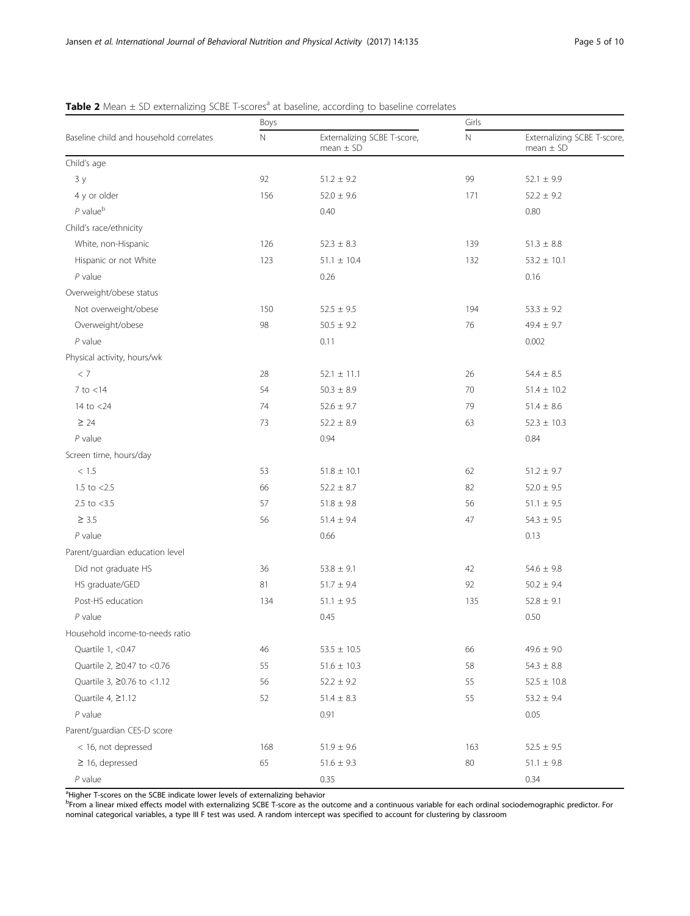**Table 2** Mean ± SD externalizing SCBE T-scores[a] at baseline, according to baseline correlates

| Baseline child and household correlates | Boys | | Girls | |
|---|---|---|---|---|
| | N | Externalizing SCBE T-score, mean ± SD | N | Externalizing SCBE T-score, mean ± SD |
| Child's age | | | | |
| 3 y | 92 | 51.2 ± 9.2 | 99 | 52.1 ± 9.9 |
| 4 y or older | 156 | 52.0 ± 9.6 | 171 | 52.2 ± 9.2 |
| *P* value[b] | | 0.40 | | 0.80 |
| Child's race/ethnicity | | | | |
| White, non-Hispanic | 126 | 52.3 ± 8.3 | 139 | 51.3 ± 8.8 |
| Hispanic or not White | 123 | 51.1 ± 10.4 | 132 | 53.2 ± 10.1 |
| *P* value | | 0.26 | | 0.16 |
| Overweight/obese status | | | | |
| Not overweight/obese | 150 | 52.5 ± 9.5 | 194 | 53.3 ± 9.2 |
| Overweight/obese | 98 | 50.5 ± 9.2 | 76 | 49.4 ± 9.7 |
| *P* value | | 0.11 | | 0.002 |
| Physical activity, hours/wk | | | | |
| < 7 | 28 | 52.1 ± 11.1 | 26 | 54.4 ± 8.5 |
| 7 to <14 | 54 | 50.3 ± 8.9 | 70 | 51.4 ± 10.2 |
| 14 to <24 | 74 | 52.6 ± 9.7 | 79 | 51.4 ± 8.6 |
| ≥ 24 | 73 | 52.2 ± 8.9 | 63 | 52.3 ± 10.3 |
| *P* value | | 0.94 | | 0.84 |
| Screen time, hours/day | | | | |
| < 1.5 | 53 | 51.8 ± 10.1 | 62 | 51.2 ± 9.7 |
| 1.5 to <2.5 | 66 | 52.2 ± 8.7 | 82 | 52.0 ± 9.5 |
| 2.5 to <3.5 | 57 | 51.8 ± 9.8 | 56 | 51.1 ± 9.5 |
| ≥ 3.5 | 56 | 51.4 ± 9.4 | 47 | 54.3 ± 9.5 |
| *P* value | | 0.66 | | 0.13 |
| Parent/guardian education level | | | | |
| Did not graduate HS | 36 | 53.8 ± 9.1 | 42 | 54.6 ± 9.8 |
| HS graduate/GED | 81 | 51.7 ± 9.4 | 92 | 50.2 ± 9.4 |
| Post-HS education | 134 | 51.1 ± 9.5 | 135 | 52.8 ± 9.1 |
| *P* value | | 0.45 | | 0.50 |
| Household income-to-needs ratio | | | | |
| Quartile 1, <0.47 | 46 | 53.5 ± 10.5 | 66 | 49.6 ± 9.0 |
| Quartile 2, ≥0.47 to <0.76 | 55 | 51.6 ± 10.3 | 58 | 54.3 ± 8.8 |
| Quartile 3, ≥0.76 to <1.12 | 56 | 52.2 ± 9.2 | 55 | 52.5 ± 10.8 |
| Quartile 4, ≥1.12 | 52 | 51.4 ± 8.3 | 55 | 53.2 ± 9.4 |
| *P* value | | 0.91 | | 0.05 |
| Parent/guardian CES-D score | | | | |
| < 16, not depressed | 168 | 51.9 ± 9.6 | 163 | 52.5 ± 9.5 |
| ≥ 16, depressed | 65 | 51.6 ± 9.3 | 80 | 51.1 ± 9.8 |
| *P* value | | 0.35 | | 0.34 |

[a]Higher T-scores on the SCBE indicate lower levels of externalizing behavior
[b]From a linear mixed effects model with externalizing SCBE T-score as the outcome and a continuous variable for each ordinal sociodemographic predictor. For nominal categorical variables, a type III F test was used. A random intercept was specified to account for clustering by classroom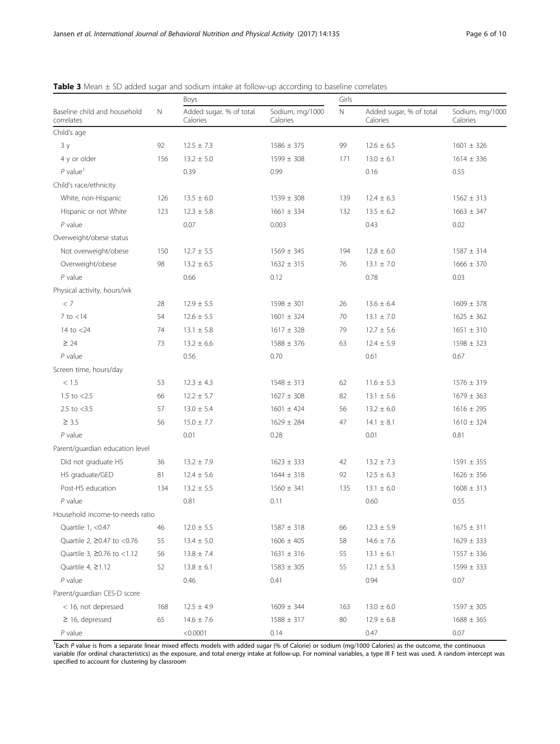**Table 3** Mean ± SD added sugar and sodium intake at follow-up according to baseline correlates

| Baseline child and household correlates | Boys | | | Girls | | |
|---|---|---|---|---|---|---|
| | N | Added sugar, % of total Calories | Sodium, mg/1000 Calories | N | Added sugar, % of total Calories | Sodium, mg/1000 Calories |
| Child's age | | | | | | |
| 3 y | 92 | 12.5 ± 7.3 | 1586 ± 375 | 99 | 12.6 ± 6.5 | 1601 ± 326 |
| 4 y or older | 156 | 13.2 ± 5.0 | 1599 ± 308 | 171 | 13.0 ± 6.1 | 1614 ± 336 |
| *P* value[1] | | 0.39 | 0.99 | | 0.16 | 0.55 |
| Child's race/ethnicity | | | | | | |
| White, non-Hispanic | 126 | 13.5 ± 6.0 | 1539 ± 308 | 139 | 12.4 ± 6.3 | 1562 ± 313 |
| Hispanic or not White | 123 | 12.3 ± 5.8 | 1661 ± 334 | 132 | 13.5 ± 6.2 | 1663 ± 347 |
| *P* value | | 0.07 | 0.003 | | 0.43 | 0.02 |
| Overweight/obese status | | | | | | |
| Not overweight/obese | 150 | 12.7 ± 5.5 | 1569 ± 345 | 194 | 12.8 ± 6.0 | 1587 ± 314 |
| Overweight/obese | 98 | 13.2 ± 6.5 | 1632 ± 315 | 76 | 13.1 ± 7.0 | 1666 ± 370 |
| *P* value | | 0.66 | 0.12 | | 0.78 | 0.03 |
| Physical activity, hours/wk | | | | | | |
| < 7 | 28 | 12.9 ± 5.5 | 1598 ± 301 | 26 | 13.6 ± 6.4 | 1609 ± 378 |
| 7 to <14 | 54 | 12.6 ± 5.5 | 1601 ± 324 | 70 | 13.1 ± 7.0 | 1625 ± 362 |
| 14 to <24 | 74 | 13.1 ± 5.8 | 1617 ± 328 | 79 | 12.7 ± 5.6 | 1651 ± 310 |
| ≥ 24 | 73 | 13.2 ± 6.6 | 1588 ± 376 | 63 | 12.4 ± 5.9 | 1598 ± 323 |
| *P* value | | 0.56 | 0.70 | | 0.61 | 0.67 |
| Screen time, hours/day | | | | | | |
| < 1.5 | 53 | 12.3 ± 4.3 | 1548 ± 313 | 62 | 11.6 ± 5.3 | 1576 ± 319 |
| 1.5 to <2.5 | 66 | 12.2 ± 5.7 | 1627 ± 308 | 82 | 13.1 ± 5.6 | 1679 ± 363 |
| 2.5 to <3.5 | 57 | 13.0 ± 5.4 | 1601 ± 424 | 56 | 13.2 ± 6.0 | 1616 ± 295 |
| ≥ 3.5 | 56 | 15.0 ± 7.7 | 1629 ± 284 | 47 | 14.1 ± 8.1 | 1610 ± 324 |
| *P* value | | 0.01 | 0.28 | | 0.01 | 0.81 |
| Parent/guardian education level | | | | | | |
| Did not graduate HS | 36 | 13.2 ± 7.9 | 1623 ± 333 | 42 | 13.2 ± 7.3 | 1591 ± 355 |
| HS graduate/GED | 81 | 12.4 ± 5.6 | 1644 ± 318 | 92 | 12.5 ± 6.3 | 1626 ± 356 |
| Post-HS education | 134 | 13.2 ± 5.5 | 1560 ± 341 | 135 | 13.1 ± 6.0 | 1608 ± 313 |
| *P* value | | 0.81 | 0.11 | | 0.60 | 0.55 |
| Household income-to-needs ratio | | | | | | |
| Quartile 1, <0.47 | 46 | 12.0 ± 5.5 | 1587 ± 318 | 66 | 12.3 ± 5.9 | 1675 ± 311 |
| Quartile 2, ≥0.47 to <0.76 | 55 | 13.4 ± 5.0 | 1606 ± 405 | 58 | 14.6 ± 7.6 | 1629 ± 333 |
| Quartile 3, ≥0.76 to <1.12 | 56 | 13.8 ± 7.4 | 1631 ± 316 | 55 | 13.1 ± 6.1 | 1557 ± 336 |
| Quartile 4, ≥1.12 | 52 | 13.8 ± 6.1 | 1583 ± 305 | 55 | 12.1 ± 5.3 | 1599 ± 333 |
| *P* value | | 0.46 | 0.41 | | 0.94 | 0.07 |
| Parent/guardian CES-D score | | | | | | |
| < 16, not depressed | 168 | 12.5 ± 4.9 | 1609 ± 344 | 163 | 13.0 ± 6.0 | 1597 ± 305 |
| ≥ 16, depressed | 65 | 14.6 ± 7.6 | 1588 ± 317 | 80 | 12.9 ± 6.8 | 1688 ± 365 |
| *P* value | | <0.0001 | 0.14 | | 0.47 | 0.07 |

[1]Each *P* value is from a separate linear mixed effects models with added sugar (% of Calorie) or sodium (mg/1000 Calories) as the outcome, the continuous variable (for ordinal characteristics) as the exposure, and total energy intake at follow-up. For nominal variables, a type III F test was used. A random intercept was specified to account for clustering by classroom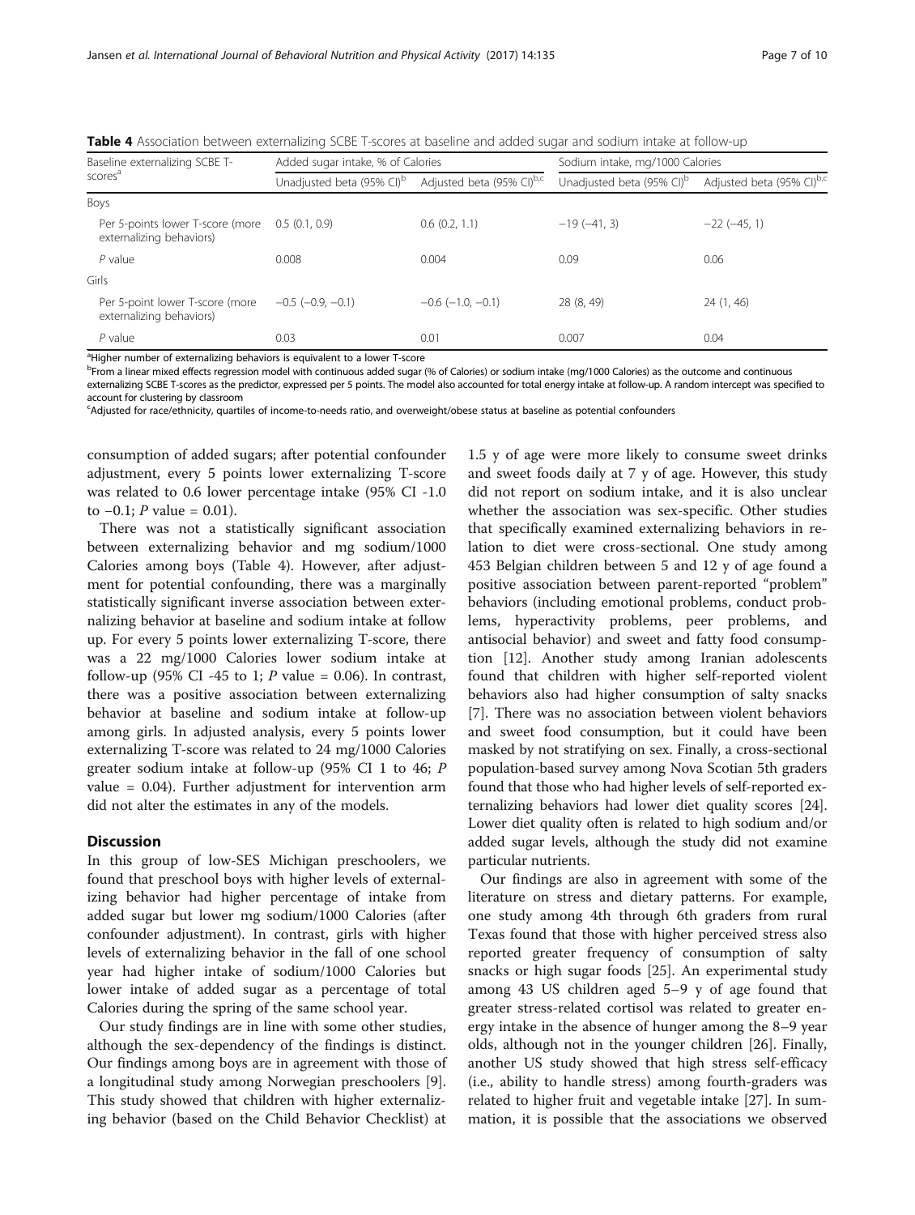**Table 4** Association between externalizing SCBE T-scores at baseline and added sugar and sodium intake at follow-up

| Baseline externalizing SCBE T-scores[a] | Added sugar intake, % of Calories | | Sodium intake, mg/1000 Calories | |
|---|---|---|---|---|
| | Unadjusted beta (95% CI)[b] | Adjusted beta (95% CI)[b,c] | Unadjusted beta (95% CI)[b] | Adjusted beta (95% CI)[b,c] |
| Boys | | | | |
| Per 5-points lower T-score (more externalizing behaviors) | 0.5 (0.1, 0.9) | 0.6 (0.2, 1.1) | −19 (−41, 3) | −22 (−45, 1) |
| *P* value | 0.008 | 0.004 | 0.09 | 0.06 |
| Girls | | | | |
| Per 5-point lower T-score (more externalizing behaviors) | −0.5 (−0.9, −0.1) | −0.6 (−1.0, −0.1) | 28 (8, 49) | 24 (1, 46) |
| *P* value | 0.03 | 0.01 | 0.007 | 0.04 |

[a]Higher number of externalizing behaviors is equivalent to a lower T-score
[b]From a linear mixed effects regression model with continuous added sugar (% of Calories) or sodium intake (mg/1000 Calories) as the outcome and continuous externalizing SCBE T-scores as the predictor, expressed per 5 points. The model also accounted for total energy intake at follow-up. A random intercept was specified to account for clustering by classroom
[c]Adjusted for race/ethnicity, quartiles of income-to-needs ratio, and overweight/obese status at baseline as potential confounders

consumption of added sugars; after potential confounder adjustment, every 5 points lower externalizing T-score was related to 0.6 lower percentage intake (95% CI -1.0 to −0.1; *P* value = 0.01).

There was not a statistically significant association between externalizing behavior and mg sodium/1000 Calories among boys (Table 4). However, after adjustment for potential confounding, there was a marginally statistically significant inverse association between externalizing behavior at baseline and sodium intake at follow up. For every 5 points lower externalizing T-score, there was a 22 mg/1000 Calories lower sodium intake at follow-up (95% CI -45 to 1; *P* value = 0.06). In contrast, there was a positive association between externalizing behavior at baseline and sodium intake at follow-up among girls. In adjusted analysis, every 5 points lower externalizing T-score was related to 24 mg/1000 Calories greater sodium intake at follow-up (95% CI 1 to 46; *P* value = 0.04). Further adjustment for intervention arm did not alter the estimates in any of the models.

## Discussion

In this group of low-SES Michigan preschoolers, we found that preschool boys with higher levels of externalizing behavior had higher percentage of intake from added sugar but lower mg sodium/1000 Calories (after confounder adjustment). In contrast, girls with higher levels of externalizing behavior in the fall of one school year had higher intake of sodium/1000 Calories but lower intake of added sugar as a percentage of total Calories during the spring of the same school year.

Our study findings are in line with some other studies, although the sex-dependency of the findings is distinct. Our findings among boys are in agreement with those of a longitudinal study among Norwegian preschoolers [9]. This study showed that children with higher externalizing behavior (based on the Child Behavior Checklist) at 1.5 y of age were more likely to consume sweet drinks and sweet foods daily at 7 y of age. However, this study did not report on sodium intake, and it is also unclear whether the association was sex-specific. Other studies that specifically examined externalizing behaviors in relation to diet were cross-sectional. One study among 453 Belgian children between 5 and 12 y of age found a positive association between parent-reported "problem" behaviors (including emotional problems, conduct problems, hyperactivity problems, peer problems, and antisocial behavior) and sweet and fatty food consumption [12]. Another study among Iranian adolescents found that children with higher self-reported violent behaviors also had higher consumption of salty snacks [7]. There was no association between violent behaviors and sweet food consumption, but it could have been masked by not stratifying on sex. Finally, a cross-sectional population-based survey among Nova Scotian 5th graders found that those who had higher levels of self-reported externalizing behaviors had lower diet quality scores [24]. Lower diet quality often is related to high sodium and/or added sugar levels, although the study did not examine particular nutrients.

Our findings are also in agreement with some of the literature on stress and dietary patterns. For example, one study among 4th through 6th graders from rural Texas found that those with higher perceived stress also reported greater frequency of consumption of salty snacks or high sugar foods [25]. An experimental study among 43 US children aged 5–9 y of age found that greater stress-related cortisol was related to greater energy intake in the absence of hunger among the 8–9 year olds, although not in the younger children [26]. Finally, another US study showed that high stress self-efficacy (i.e., ability to handle stress) among fourth-graders was related to higher fruit and vegetable intake [27]. In summation, it is possible that the associations we observed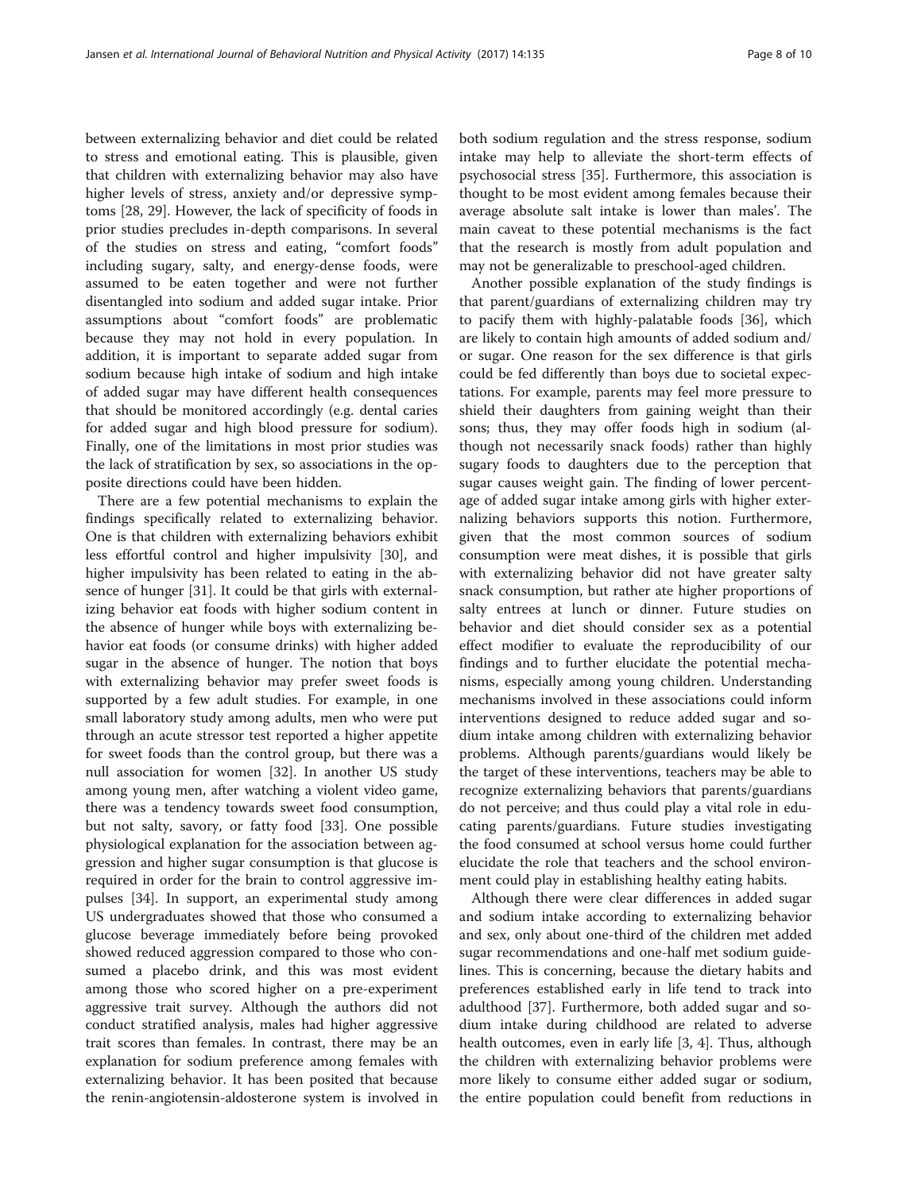between externalizing behavior and diet could be related to stress and emotional eating. This is plausible, given that children with externalizing behavior may also have higher levels of stress, anxiety and/or depressive symptoms [28, 29]. However, the lack of specificity of foods in prior studies precludes in-depth comparisons. In several of the studies on stress and eating, "comfort foods" including sugary, salty, and energy-dense foods, were assumed to be eaten together and were not further disentangled into sodium and added sugar intake. Prior assumptions about "comfort foods" are problematic because they may not hold in every population. In addition, it is important to separate added sugar from sodium because high intake of sodium and high intake of added sugar may have different health consequences that should be monitored accordingly (e.g. dental caries for added sugar and high blood pressure for sodium). Finally, one of the limitations in most prior studies was the lack of stratification by sex, so associations in the opposite directions could have been hidden.

There are a few potential mechanisms to explain the findings specifically related to externalizing behavior. One is that children with externalizing behaviors exhibit less effortful control and higher impulsivity [30], and higher impulsivity has been related to eating in the absence of hunger [31]. It could be that girls with externalizing behavior eat foods with higher sodium content in the absence of hunger while boys with externalizing behavior eat foods (or consume drinks) with higher added sugar in the absence of hunger. The notion that boys with externalizing behavior may prefer sweet foods is supported by a few adult studies. For example, in one small laboratory study among adults, men who were put through an acute stressor test reported a higher appetite for sweet foods than the control group, but there was a null association for women [32]. In another US study among young men, after watching a violent video game, there was a tendency towards sweet food consumption, but not salty, savory, or fatty food [33]. One possible physiological explanation for the association between aggression and higher sugar consumption is that glucose is required in order for the brain to control aggressive impulses [34]. In support, an experimental study among US undergraduates showed that those who consumed a glucose beverage immediately before being provoked showed reduced aggression compared to those who consumed a placebo drink, and this was most evident among those who scored higher on a pre-experiment aggressive trait survey. Although the authors did not conduct stratified analysis, males had higher aggressive trait scores than females. In contrast, there may be an explanation for sodium preference among females with externalizing behavior. It has been posited that because the renin-angiotensin-aldosterone system is involved in both sodium regulation and the stress response, sodium intake may help to alleviate the short-term effects of psychosocial stress [35]. Furthermore, this association is thought to be most evident among females because their average absolute salt intake is lower than males'. The main caveat to these potential mechanisms is the fact that the research is mostly from adult population and may not be generalizable to preschool-aged children.

Another possible explanation of the study findings is that parent/guardians of externalizing children may try to pacify them with highly-palatable foods [36], which are likely to contain high amounts of added sodium and/or sugar. One reason for the sex difference is that girls could be fed differently than boys due to societal expectations. For example, parents may feel more pressure to shield their daughters from gaining weight than their sons; thus, they may offer foods high in sodium (although not necessarily snack foods) rather than highly sugary foods to daughters due to the perception that sugar causes weight gain. The finding of lower percentage of added sugar intake among girls with higher externalizing behaviors supports this notion. Furthermore, given that the most common sources of sodium consumption were meat dishes, it is possible that girls with externalizing behavior did not have greater salty snack consumption, but rather ate higher proportions of salty entrees at lunch or dinner. Future studies on behavior and diet should consider sex as a potential effect modifier to evaluate the reproducibility of our findings and to further elucidate the potential mechanisms, especially among young children. Understanding mechanisms involved in these associations could inform interventions designed to reduce added sugar and sodium intake among children with externalizing behavior problems. Although parents/guardians would likely be the target of these interventions, teachers may be able to recognize externalizing behaviors that parents/guardians do not perceive; and thus could play a vital role in educating parents/guardians. Future studies investigating the food consumed at school versus home could further elucidate the role that teachers and the school environment could play in establishing healthy eating habits.

Although there were clear differences in added sugar and sodium intake according to externalizing behavior and sex, only about one-third of the children met added sugar recommendations and one-half met sodium guidelines. This is concerning, because the dietary habits and preferences established early in life tend to track into adulthood [37]. Furthermore, both added sugar and sodium intake during childhood are related to adverse health outcomes, even in early life [3, 4]. Thus, although the children with externalizing behavior problems were more likely to consume either added sugar or sodium, the entire population could benefit from reductions in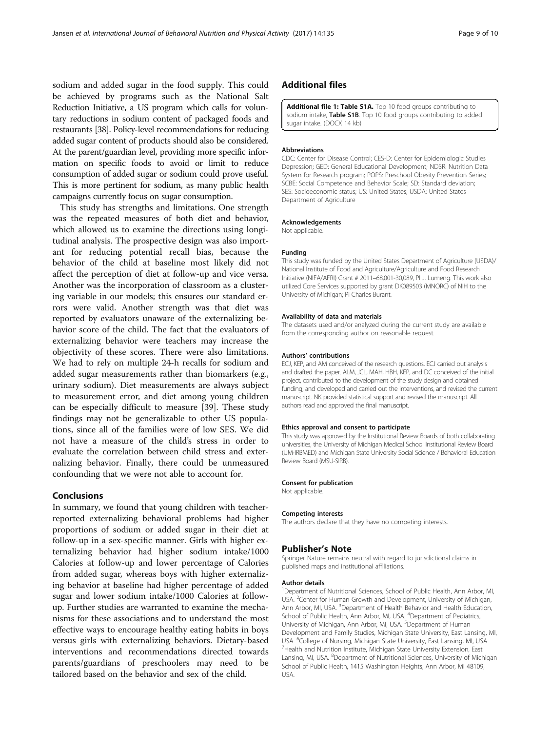sodium and added sugar in the food supply. This could be achieved by programs such as the National Salt Reduction Initiative, a US program which calls for voluntary reductions in sodium content of packaged foods and restaurants [38]. Policy-level recommendations for reducing added sugar content of products should also be considered. At the parent/guardian level, providing more specific information on specific foods to avoid or limit to reduce consumption of added sugar or sodium could prove useful. This is more pertinent for sodium, as many public health campaigns currently focus on sugar consumption.

This study has strengths and limitations. One strength was the repeated measures of both diet and behavior, which allowed us to examine the directions using longitudinal analysis. The prospective design was also important for reducing potential recall bias, because the behavior of the child at baseline most likely did not affect the perception of diet at follow-up and vice versa. Another was the incorporation of classroom as a clustering variable in our models; this ensures our standard errors were valid. Another strength was that diet was reported by evaluators unaware of the externalizing behavior score of the child. The fact that the evaluators of externalizing behavior were teachers may increase the objectivity of these scores. There were also limitations. We had to rely on multiple 24-h recalls for sodium and added sugar measurements rather than biomarkers (e.g., urinary sodium). Diet measurements are always subject to measurement error, and diet among young children can be especially difficult to measure [39]. These study findings may not be generalizable to other US populations, since all of the families were of low SES. We did not have a measure of the child's stress in order to evaluate the correlation between child stress and externalizing behavior. Finally, there could be unmeasured confounding that we were not able to account for.

## Conclusions

In summary, we found that young children with teacher-reported externalizing behavioral problems had higher proportions of sodium or added sugar in their diet at follow-up in a sex-specific manner. Girls with higher externalizing behavior had higher sodium intake/1000 Calories at follow-up and lower percentage of Calories from added sugar, whereas boys with higher externalizing behavior at baseline had higher percentage of added sugar and lower sodium intake/1000 Calories at follow-up. Further studies are warranted to examine the mechanisms for these associations and to understand the most effective ways to encourage healthy eating habits in boys versus girls with externalizing behaviors. Dietary-based interventions and recommendations directed towards parents/guardians of preschoolers may need to be tailored based on the behavior and sex of the child.

## Additional files

**Additional file 1: Table S1A.** Top 10 food groups contributing to sodium intake, **Table S1B**. Top 10 food groups contributing to added sugar intake. (DOCX 14 kb)

#### Abbreviations

CDC: Center for Disease Control; CES-D: Center for Epidemiologic Studies Depression; GED: General Educational Development; NDSR: Nutrition Data System for Research program; POPS: Preschool Obesity Prevention Series; SCBE: Social Competence and Behavior Scale; SD: Standard deviation; SES: Socioeconomic status; US: United States; USDA: United States Department of Agriculture

#### Acknowledgements

Not applicable.

#### Funding

This study was funded by the United States Department of Agriculture (USDA)/ National Institute of Food and Agriculture/Agriculture and Food Research Initiative (NIFA/AFRI) Grant # 2011–68,001-30,089, PI J. Lumeng. This work also utilized Core Services supported by grant DK089503 (MNORC) of NIH to the University of Michigan; PI Charles Burant.

#### Availability of data and materials

The datasets used and/or analyzed during the current study are available from the corresponding author on reasonable request.

#### Authors' contributions

ECJ, KEP, and AM conceived of the research questions. ECJ carried out analysis and drafted the paper. ALM, JCL, MAH, HBH, KEP, and DC conceived of the initial project, contributed to the development of the study design and obtained funding, and developed and carried out the interventions, and revised the current manuscript. NK provided statistical support and revised the manuscript. All authors read and approved the final manuscript.

#### Ethics approval and consent to participate

This study was approved by the Institutional Review Boards of both collaborating universities, the University of Michigan Medical School Institutional Review Board (UM-IRBMED) and Michigan State University Social Science / Behavioral Education Review Board (MSU-SIRB).

#### Consent for publication

Not applicable.

#### Competing interests

The authors declare that they have no competing interests.

## Publisher's Note

Springer Nature remains neutral with regard to jurisdictional claims in published maps and institutional affiliations.

#### Author details

[1]Department of Nutritional Sciences, School of Public Health, Ann Arbor, MI, USA. [2]Center for Human Growth and Development, University of Michigan, Ann Arbor, MI, USA. [3]Department of Health Behavior and Health Education, School of Public Health, Ann Arbor, MI, USA. [4]Department of Pediatrics, University of Michigan, Ann Arbor, MI, USA. [5]Department of Human Development and Family Studies, Michigan State University, East Lansing, MI, USA. [6]College of Nursing, Michigan State University, East Lansing, MI, USA. [7]Health and Nutrition Institute, Michigan State University Extension, East Lansing, MI, USA. [8]Department of Nutritional Sciences, University of Michigan School of Public Health, 1415 Washington Heights, Ann Arbor, MI 48109, USA.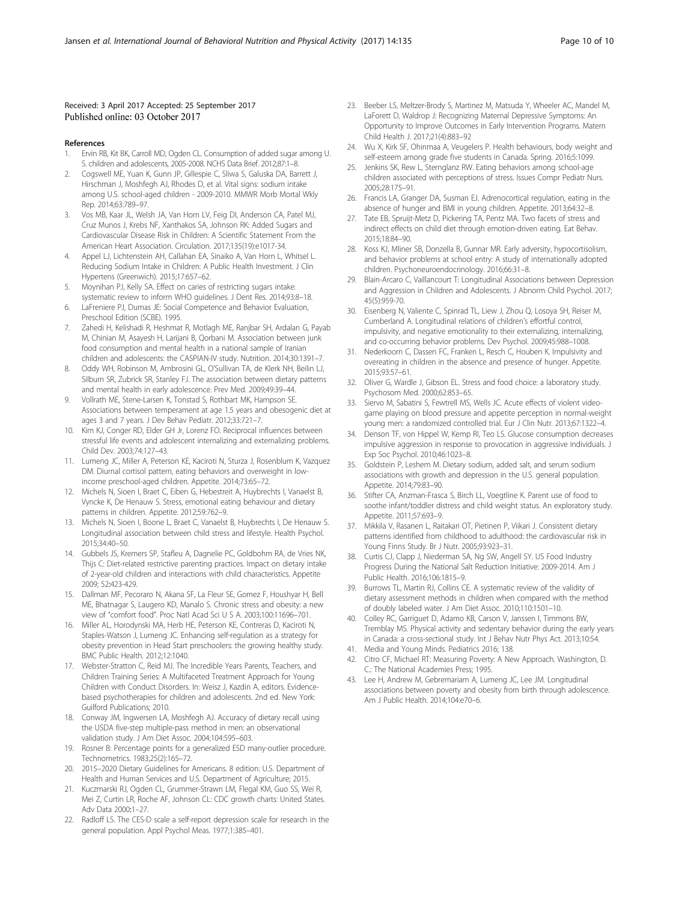Received: 3 April 2017 Accepted: 25 September 2017
Published online: 03 October 2017

## References

1. Ervin RB, Kit BK, Carroll MD, Ogden CL. Consumption of added sugar among U. S. children and adolescents, 2005-2008. NCHS Data Brief. 2012;87:1–8.
2. Cogswell ME, Yuan K, Gunn JP, Gillespie C, Sliwa S, Galuska DA, Barrett J, Hirschman J, Moshfegh AJ, Rhodes D, et al. Vital signs: sodium intake among U.S. school-aged children - 2009-2010. MMWR Morb Mortal Wkly Rep. 2014;63:789–97.
3. Vos MB, Kaar JL, Welsh JA, Van Horn LV, Feig DI, Anderson CA, Patel MJ, Cruz Munos J, Krebs NF, Xanthakos SA, Johnson RK: Added Sugars and Cardiovascular Disease Risk in Children: A Scientific Statement From the American Heart Association. Circulation. 2017;135(19):e1017-34.
4. Appel LJ, Lichtenstein AH, Callahan EA, Sinaiko A, Van Horn L, Whitsel L. Reducing Sodium Intake in Children: A Public Health Investment. J Clin Hypertens (Greenwich). 2015;17:657–62.
5. Moynihan PJ, Kelly SA. Effect on caries of restricting sugars intake: systematic review to inform WHO guidelines. J Dent Res. 2014;93:8–18.
6. LaFreniere PJ, Dumas JE: Social Competence and Behavior Evaluation, Preschool Edition (SCBE). 1995.
7. Zahedi H, Kelishadi R, Heshmat R, Motlagh ME, Ranjbar SH, Ardalan G, Payab M, Chinian M, Asayesh H, Larijani B, Qorbani M. Association between junk food consumption and mental health in a national sample of Iranian children and adolescents: the CASPIAN-IV study. Nutrition. 2014;30:1391–7.
8. Oddy WH, Robinson M, Ambrosini GL, O'Sullivan TA, de Klerk NH, Beilin LJ, Silburn SR, Zubrick SR, Stanley FJ. The association between dietary patterns and mental health in early adolescence. Prev Med. 2009;49:39–44.
9. Vollrath ME, Stene-Larsen K, Tonstad S, Rothbart MK, Hampson SE. Associations between temperament at age 1.5 years and obesogenic diet at ages 3 and 7 years. J Dev Behav Pediatr. 2012;33:721–7.
10. Kim KJ, Conger RD, Elder GH Jr, Lorenz FO. Reciprocal influences between stressful life events and adolescent internalizing and externalizing problems. Child Dev. 2003;74:127–43.
11. Lumeng JC, Miller A, Peterson KE, Kaciroti N, Sturza J, Rosenblum K, Vazquez DM. Diurnal cortisol pattern, eating behaviors and overweight in low-income preschool-aged children. Appetite. 2014;73:65–72.
12. Michels N, Sioen I, Braet C, Eiben G, Hebestreit A, Huybrechts I, Vanaelst B, Vyncke K, De Henauw S. Stress, emotional eating behaviour and dietary patterns in children. Appetite. 2012;59:762–9.
13. Michels N, Sioen I, Boone L, Braet C, Vanaelst B, Huybrechts I, De Henauw S. Longitudinal association between child stress and lifestyle. Health Psychol. 2015;34:40–50.
14. Gubbels JS, Kremers SP, Stafleu A, Dagnelie PC, Goldbohm RA, de Vries NK, Thijs C: Diet-related restrictive parenting practices. Impact on dietary intake of 2-year-old children and interactions with child characteristics. Appetite 2009; 52:423-429.
15. Dallman MF, Pecoraro N, Akana SF, La Fleur SE, Gomez F, Houshyar H, Bell ME, Bhatnagar S, Laugero KD, Manalo S. Chronic stress and obesity: a new view of "comfort food". Proc Natl Acad Sci U S A. 2003;100:11696–701.
16. Miller AL, Horodynski MA, Herb HE, Peterson KE, Contreras D, Kaciroti N, Staples-Watson J, Lumeng JC. Enhancing self-regulation as a strategy for obesity prevention in Head Start preschoolers: the growing healthy study. BMC Public Health. 2012;12:1040.
17. Webster-Stratton C, Reid MJ. The Incredible Years Parents, Teachers, and Children Training Series: A Multifaceted Treatment Approach for Young Children with Conduct Disorders. In: Weisz J, Kazdin A, editors. Evidence-based psychotherapies for children and adolescents. 2nd ed. New York: Guilford Publications; 2010.
18. Conway JM, Ingwersen LA, Moshfegh AJ. Accuracy of dietary recall using the USDA five-step multiple-pass method in men: an observational validation study. J Am Diet Assoc. 2004;104:595–603.
19. Rosner B: Percentage points for a generalized ESD many-outlier procedure. Technometrics. 1983;25(2):165–72.
20. 2015–2020 Dietary Guidelines for Americans. 8 edition: U.S. Department of Health and Human Services and U.S. Department of Agriculture; 2015.
21. Kuczmarski RJ, Ogden CL, Grummer-Strawn LM, Flegal KM, Guo SS, Wei R, Mei Z, Curtin LR, Roche AF, Johnson CL: CDC growth charts: United States. Adv Data 2000:1–27.
22. Radloff LS. The CES-D scale a self-report depression scale for research in the general population. Appl Psychol Meas. 1977;1:385–401.
23. Beeber LS, Meltzer-Brody S, Martinez M, Matsuda Y, Wheeler AC, Mandel M, LaForett D, Waldrop J: Recognizing Maternal Depressive Symptoms: An Opportunity to Improve Outcomes in Early Intervention Programs. Matern Child Health J. 2017;21(4):883–92
24. Wu X, Kirk SF, Ohinmaa A, Veugelers P. Health behaviours, body weight and self-esteem among grade five students in Canada. Spring. 2016;5:1099.
25. Jenkins SK, Rew L, Sternglanz RW. Eating behaviors among school-age children associated with perceptions of stress. Issues Compr Pediatr Nurs. 2005;28:175–91.
26. Francis LA, Granger DA, Susman EJ. Adrenocortical regulation, eating in the absence of hunger and BMI in young children. Appetite. 2013;64:32–8.
27. Tate EB, Spruijt-Metz D, Pickering TA, Pentz MA. Two facets of stress and indirect effects on child diet through emotion-driven eating. Eat Behav. 2015;18:84–90.
28. Koss KJ, Mliner SB, Donzella B, Gunnar MR. Early adversity, hypocortisolism, and behavior problems at school entry: A study of internationally adopted children. Psychoneuroendocrinology. 2016;66:31–8.
29. Blain-Arcaro C, Vaillancourt T: Longitudinal Associations between Depression and Aggression in Children and Adolescents. J Abnorm Child Psychol. 2017; 45(5):959-70.
30. Eisenberg N, Valiente C, Spinrad TL, Liew J, Zhou Q, Losoya SH, Reiser M, Cumberland A. Longitudinal relations of children's effortful control, impulsivity, and negative emotionality to their externalizing, internalizing, and co-occurring behavior problems. Dev Psychol. 2009;45:988–1008.
31. Nederkoorn C, Dassen FC, Franken L, Resch C, Houben K. Impulsivity and overeating in children in the absence and presence of hunger. Appetite. 2015;93:57–61.
32. Oliver G, Wardle J, Gibson EL. Stress and food choice: a laboratory study. Psychosom Med. 2000;62:853–65.
33. Siervo M, Sabatini S, Fewtrell MS, Wells JC. Acute effects of violent video-game playing on blood pressure and appetite perception in normal-weight young men: a randomized controlled trial. Eur J Clin Nutr. 2013;67:1322–4.
34. Denson TF, von Hippel W, Kemp RI, Teo LS. Glucose consumption decreases impulsive aggression in response to provocation in aggressive individuals. J Exp Soc Psychol. 2010;46:1023–8.
35. Goldstein P, Leshem M. Dietary sodium, added salt, and serum sodium associations with growth and depression in the U.S. general population. Appetite. 2014;79:83–90.
36. Stifter CA, Anzman-Frasca S, Birch LL, Voegtline K. Parent use of food to soothe infant/toddler distress and child weight status. An exploratory study. Appetite. 2011;57:693–9.
37. Mikkila V, Rasanen L, Raitakari OT, Pietinen P, Viikari J. Consistent dietary patterns identified from childhood to adulthood: the cardiovascular risk in Young Finns Study. Br J Nutr. 2005;93:923–31.
38. Curtis CJ, Clapp J, Niederman SA, Ng SW, Angell SY. US Food Industry Progress During the National Salt Reduction Initiative: 2009-2014. Am J Public Health. 2016;106:1815–9.
39. Burrows TL, Martin RJ, Collins CE. A systematic review of the validity of dietary assessment methods in children when compared with the method of doubly labeled water. J Am Diet Assoc. 2010;110:1501–10.
40. Colley RC, Garriguet D, Adamo KB, Carson V, Janssen I, Timmons BW, Tremblay MS. Physical activity and sedentary behavior during the early years in Canada: a cross-sectional study. Int J Behav Nutr Phys Act. 2013;10:54.
41. Media and Young Minds. Pediatrics 2016; 138.
42. Citro CF, Michael RT: Measuring Poverty: A New Approach. Washington, D. C.: The National Academies Press; 1995.
43. Lee H, Andrew M, Gebremariam A, Lumeng JC, Lee JM. Longitudinal associations between poverty and obesity from birth through adolescence. Am J Public Health. 2014;104:e70–6.